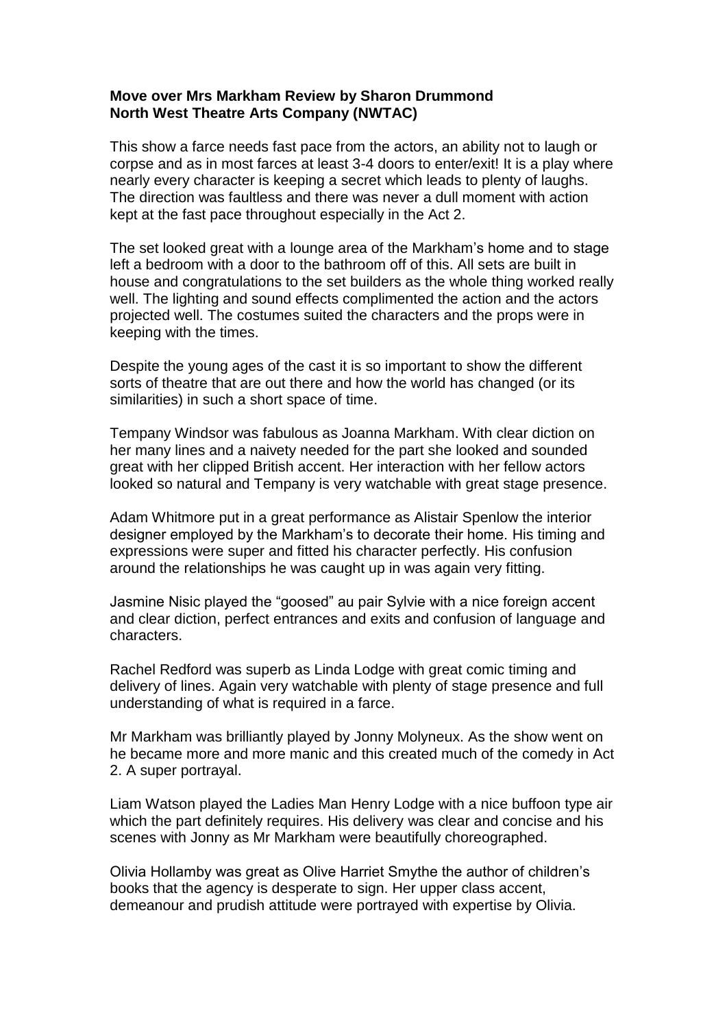**Move over Mrs Markham Review by Sharon Drummond**
**North West Theatre Arts Company (NWTAC)**

This show a farce needs fast pace from the actors, an ability not to laugh or corpse and as in most farces at least 3-4 doors to enter/exit! It is a play where nearly every character is keeping a secret which leads to plenty of laughs. The direction was faultless and there was never a dull moment with action kept at the fast pace throughout especially in the Act 2.

The set looked great with a lounge area of the Markham's home and to stage left a bedroom with a door to the bathroom off of this. All sets are built in house and congratulations to the set builders as the whole thing worked really well. The lighting and sound effects complimented the action and the actors projected well. The costumes suited the characters and the props were in keeping with the times.

Despite the young ages of the cast it is so important to show the different sorts of theatre that are out there and how the world has changed (or its similarities) in such a short space of time.

Tempany Windsor was fabulous as Joanna Markham. With clear diction on her many lines and a naivety needed for the part she looked and sounded great with her clipped British accent. Her interaction with her fellow actors looked so natural and Tempany is very watchable with great stage presence.

Adam Whitmore put in a great performance as Alistair Spenlow the interior designer employed by the Markham's to decorate their home. His timing and expressions were super and fitted his character perfectly. His confusion around the relationships he was caught up in was again very fitting.

Jasmine Nisic played the "goosed" au pair Sylvie with a nice foreign accent and clear diction, perfect entrances and exits and confusion of language and characters.

Rachel Redford was superb as Linda Lodge with great comic timing and delivery of lines. Again very watchable with plenty of stage presence and full understanding of what is required in a farce.

Mr Markham was brilliantly played by Jonny Molyneux. As the show went on he became more and more manic and this created much of the comedy in Act 2. A super portrayal.

Liam Watson played the Ladies Man Henry Lodge with a nice buffoon type air which the part definitely requires. His delivery was clear and concise and his scenes with Jonny as Mr Markham were beautifully choreographed.

Olivia Hollamby was great as Olive Harriet Smythe the author of children's books that the agency is desperate to sign. Her upper class accent, demeanour and prudish attitude were portrayed with expertise by Olivia.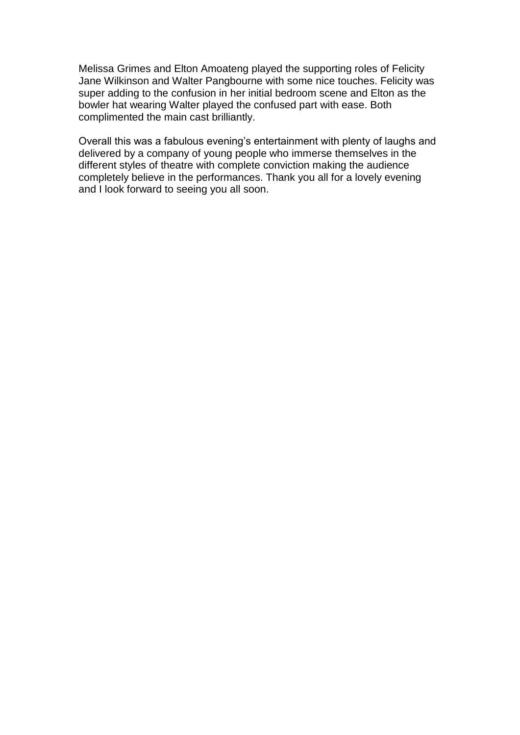Melissa Grimes and Elton Amoateng played the supporting roles of Felicity Jane Wilkinson and Walter Pangbourne with some nice touches. Felicity was super adding to the confusion in her initial bedroom scene and Elton as the bowler hat wearing Walter played the confused part with ease. Both complimented the main cast brilliantly.

Overall this was a fabulous evening's entertainment with plenty of laughs and delivered by a company of young people who immerse themselves in the different styles of theatre with complete conviction making the audience completely believe in the performances. Thank you all for a lovely evening and I look forward to seeing you all soon.